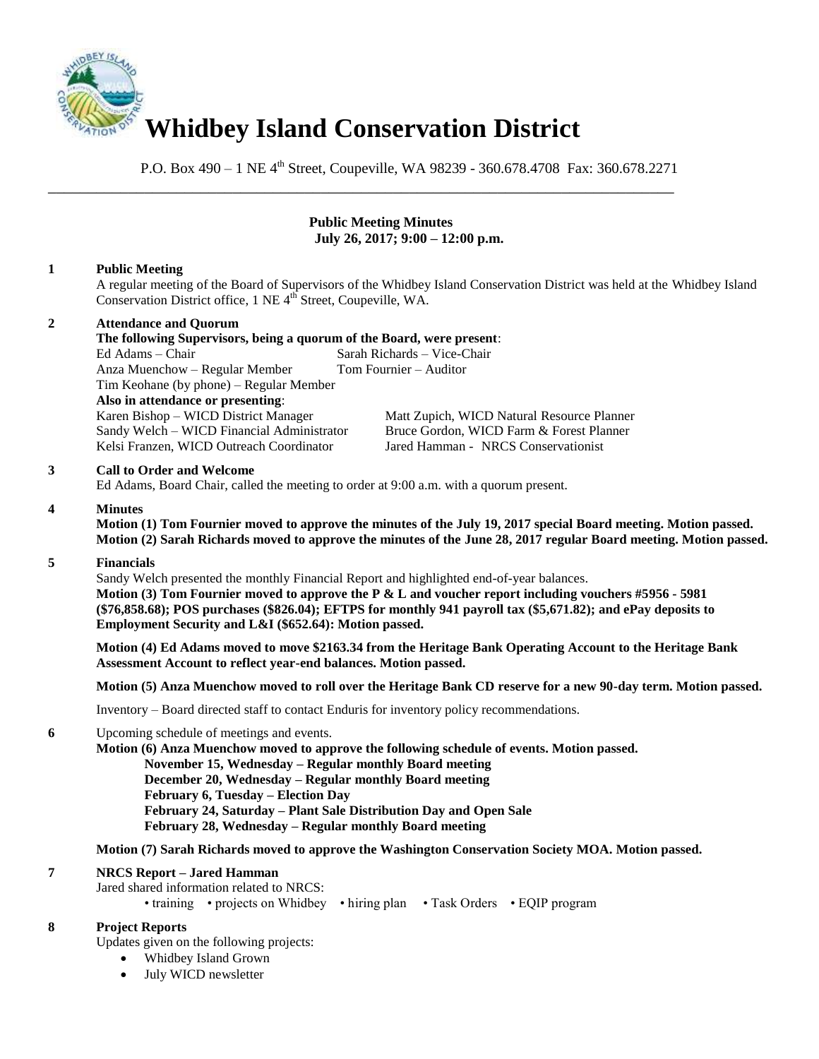# Whidbey Island Conservation District

P.O. Box 490 – 1 NE 4th Street, Coupeville, WA 98239 - 360.678.4708 Fax: 360.678.2271

## Public Meeting Minutes
**July 26, 2017; 9:00 – 12:00 p.m.**

**1 Public Meeting**

A regular meeting of the Board of Supervisors of the Whidbey Island Conservation District was held at the Whidbey Island Conservation District office, 1 NE 4th Street, Coupeville, WA.

**2 Attendance and Quorum**

**The following Supervisors, being a quorum of the Board, were present**:

Ed Adams – Chair
Sarah Richards – Vice-Chair
Anza Muenchow – Regular Member
Tom Fournier – Auditor
Tim Keohane (by phone) – Regular Member

**Also in attendance or presenting**:

Karen Bishop – WICD District Manager
Matt Zupich, WICD Natural Resource Planner
Sandy Welch – WICD Financial Administrator
Bruce Gordon, WICD Farm & Forest Planner
Kelsi Franzen, WICD Outreach Coordinator
Jared Hamman - NRCS Conservationist

**3 Call to Order and Welcome**

Ed Adams, Board Chair, called the meeting to order at 9:00 a.m. with a quorum present.

**4 Minutes**

**Motion (1) Tom Fournier moved to approve the minutes of the July 19, 2017 special Board meeting. Motion passed.**
**Motion (2) Sarah Richards moved to approve the minutes of the June 28, 2017 regular Board meeting. Motion passed.**

**5 Financials**

Sandy Welch presented the monthly Financial Report and highlighted end-of-year balances.

**Motion (3) Tom Fournier moved to approve the P & L and voucher report including vouchers #5956 - 5981 ($76,858.68); POS purchases ($826.04); EFTPS for monthly 941 payroll tax ($5,671.82); and ePay deposits to Employment Security and L&I ($652.64): Motion passed.**

**Motion (4) Ed Adams moved to move $2163.34 from the Heritage Bank Operating Account to the Heritage Bank Assessment Account to reflect year-end balances. Motion passed.**

**Motion (5) Anza Muenchow moved to roll over the Heritage Bank CD reserve for a new 90-day term. Motion passed.**

Inventory – Board directed staff to contact Enduris for inventory policy recommendations.

**6** Upcoming schedule of meetings and events.

**Motion (6) Anza Muenchow moved to approve the following schedule of events. Motion passed.**

**November 15, Wednesday – Regular monthly Board meeting**
**December 20, Wednesday – Regular monthly Board meeting**
**February 6, Tuesday – Election Day**
**February 24, Saturday – Plant Sale Distribution Day and Open Sale**
**February 28, Wednesday – Regular monthly Board meeting**

**Motion (7) Sarah Richards moved to approve the Washington Conservation Society MOA. Motion passed.**

**7 NRCS Report – Jared Hamman**

Jared shared information related to NRCS:

• training • projects on Whidbey • hiring plan • Task Orders • EQIP program

**8 Project Reports**

Updates given on the following projects:

- Whidbey Island Grown
- July WICD newsletter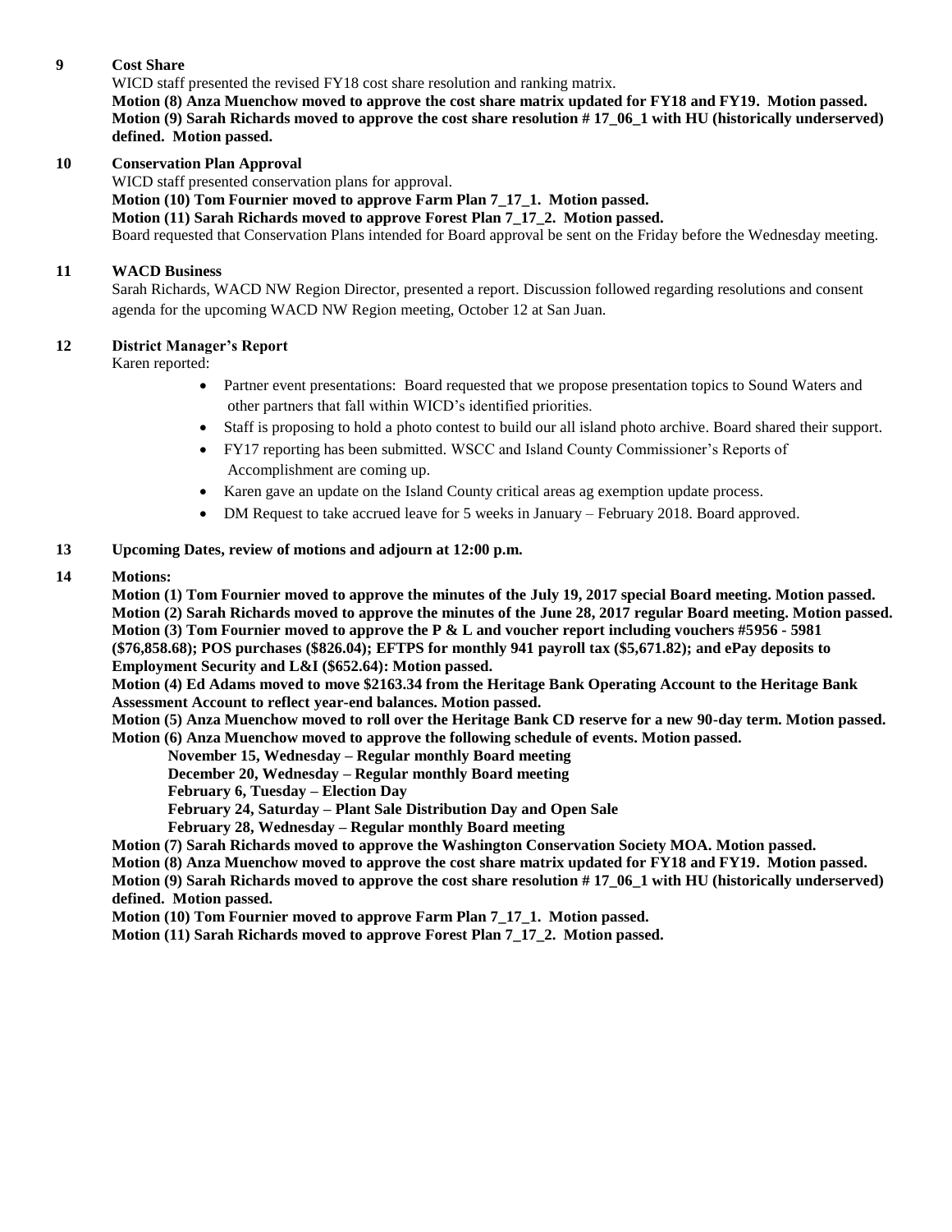**9 Cost Share**

WICD staff presented the revised FY18 cost share resolution and ranking matrix.

**Motion (8) Anza Muenchow moved to approve the cost share matrix updated for FY18 and FY19. Motion passed.**
**Motion (9) Sarah Richards moved to approve the cost share resolution # 17_06_1 with HU (historically underserved) defined. Motion passed.**

**10 Conservation Plan Approval**

WICD staff presented conservation plans for approval.

**Motion (10) Tom Fournier moved to approve Farm Plan 7_17_1. Motion passed.**
**Motion (11) Sarah Richards moved to approve Forest Plan 7_17_2. Motion passed.**

Board requested that Conservation Plans intended for Board approval be sent on the Friday before the Wednesday meeting.

**11 WACD Business**

Sarah Richards, WACD NW Region Director, presented a report. Discussion followed regarding resolutions and consent agenda for the upcoming WACD NW Region meeting, October 12 at San Juan.

**12 District Manager's Report**

Karen reported:

- Partner event presentations: Board requested that we propose presentation topics to Sound Waters and other partners that fall within WICD's identified priorities.
- Staff is proposing to hold a photo contest to build our all island photo archive. Board shared their support.
- FY17 reporting has been submitted. WSCC and Island County Commissioner's Reports of Accomplishment are coming up.
- Karen gave an update on the Island County critical areas ag exemption update process.
- DM Request to take accrued leave for 5 weeks in January – February 2018. Board approved.

**13 Upcoming Dates, review of motions and adjourn at 12:00 p.m.**

**14 Motions:**

**Motion (1) Tom Fournier moved to approve the minutes of the July 19, 2017 special Board meeting. Motion passed.**
**Motion (2) Sarah Richards moved to approve the minutes of the June 28, 2017 regular Board meeting. Motion passed.**
**Motion (3) Tom Fournier moved to approve the P & L and voucher report including vouchers #5956 - 5981 ($76,858.68); POS purchases ($826.04); EFTPS for monthly 941 payroll tax ($5,671.82); and ePay deposits to Employment Security and L&I ($652.64): Motion passed.**
**Motion (4) Ed Adams moved to move $2163.34 from the Heritage Bank Operating Account to the Heritage Bank Assessment Account to reflect year-end balances. Motion passed.**
**Motion (5) Anza Muenchow moved to roll over the Heritage Bank CD reserve for a new 90-day term. Motion passed.**
**Motion (6) Anza Muenchow moved to approve the following schedule of events. Motion passed.**

**November 15, Wednesday – Regular monthly Board meeting**
**December 20, Wednesday – Regular monthly Board meeting**
**February 6, Tuesday – Election Day**
**February 24, Saturday – Plant Sale Distribution Day and Open Sale**
**February 28, Wednesday – Regular monthly Board meeting**

**Motion (7) Sarah Richards moved to approve the Washington Conservation Society MOA. Motion passed.**
**Motion (8) Anza Muenchow moved to approve the cost share matrix updated for FY18 and FY19. Motion passed.**
**Motion (9) Sarah Richards moved to approve the cost share resolution # 17_06_1 with HU (historically underserved) defined. Motion passed.**
**Motion (10) Tom Fournier moved to approve Farm Plan 7_17_1. Motion passed.**
**Motion (11) Sarah Richards moved to approve Forest Plan 7_17_2. Motion passed.**